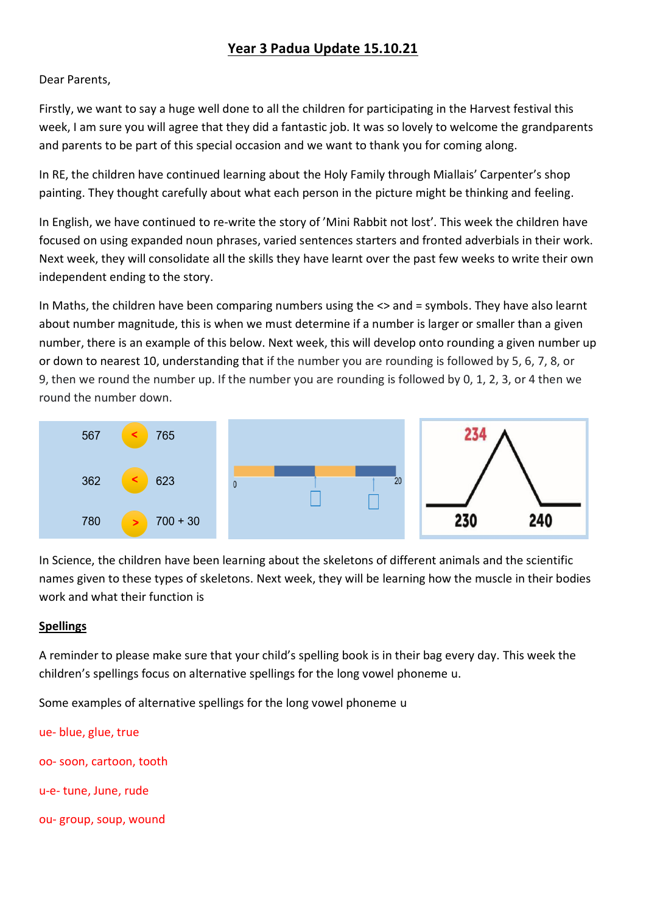# Year 3 Padua Update 15.10.21

Dear Parents,

Firstly, we want to say a huge well done to all the children for participating in the Harvest festival this week, I am sure you will agree that they did a fantastic job. It was so lovely to welcome the grandparents and parents to be part of this special occasion and we want to thank you for coming along.

In RE, the children have continued learning about the Holy Family through Miallais' Carpenter's shop painting. They thought carefully about what each person in the picture might be thinking and feeling.

In English, we have continued to re-write the story of 'Mini Rabbit not lost'. This week the children have focused on using expanded noun phrases, varied sentences starters and fronted adverbials in their work. Next week, they will consolidate all the skills they have learnt over the past few weeks to write their own independent ending to the story.

In Maths, the children have been comparing numbers using the <> and = symbols. They have also learnt about number magnitude, this is when we must determine if a number is larger or smaller than a given number, there is an example of this below. Next week, this will develop onto rounding a given number up or down to nearest 10, understanding that if the number you are rounding is followed by 5, 6, 7, 8, or 9, then we round the number up. If the number you are rounding is followed by 0, 1, 2, 3, or 4 then we round the number down.

| | | |
|---|---|---|
| 567 | < | 765 |
| 362 | < | 623 |
| 780 | > | 700 + 30 |

0 — 20

234

230 — 240

In Science, the children have been learning about the skeletons of different animals and the scientific names given to these types of skeletons. Next week, they will be learning how the muscle in their bodies work and what their function is

**Spellings**

A reminder to please make sure that your child's spelling book is in their bag every day. This week the children's spellings focus on alternative spellings for the long vowel phoneme u.

Some examples of alternative spellings for the long vowel phoneme u

ue- blue, glue, true

oo- soon, cartoon, tooth

u-e- tune, June, rude

ou- group, soup, wound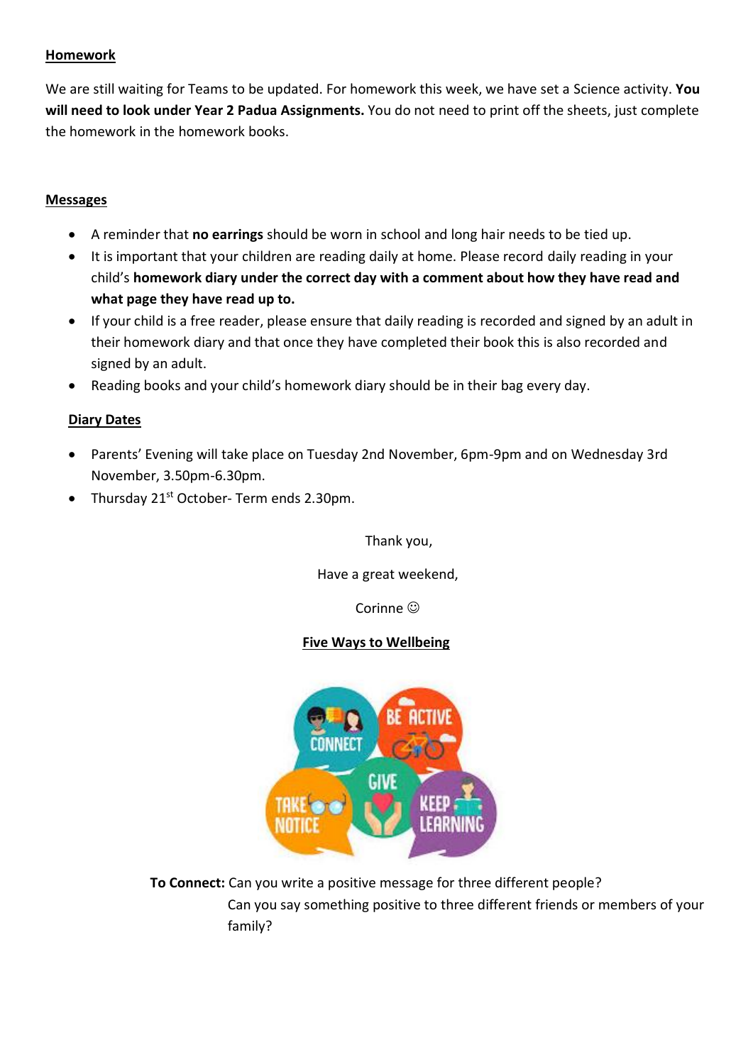**Homework**

We are still waiting for Teams to be updated. For homework this week, we have set a Science activity. **You will need to look under Year 2 Padua Assignments.** You do not need to print off the sheets, just complete the homework in the homework books.

**Messages**

- A reminder that **no earrings** should be worn in school and long hair needs to be tied up.
- It is important that your children are reading daily at home. Please record daily reading in your child's **homework diary under the correct day with a comment about how they have read and what page they have read up to.**
- If your child is a free reader, please ensure that daily reading is recorded and signed by an adult in their homework diary and that once they have completed their book this is also recorded and signed by an adult.
- Reading books and your child's homework diary should be in their bag every day.

**Diary Dates**

- Parents' Evening will take place on Tuesday 2nd November, 6pm-9pm and on Wednesday 3rd November, 3.50pm-6.30pm.
- Thursday 21st October- Term ends 2.30pm.

Thank you,

Have a great weekend,

Corinne ☺

**Five Ways to Wellbeing**

CONNECT
BE ACTIVE
GIVE
TAKE NOTICE
KEEP LEARNING

**To Connect:** Can you write a positive message for three different people?
Can you say something positive to three different friends or members of your family?